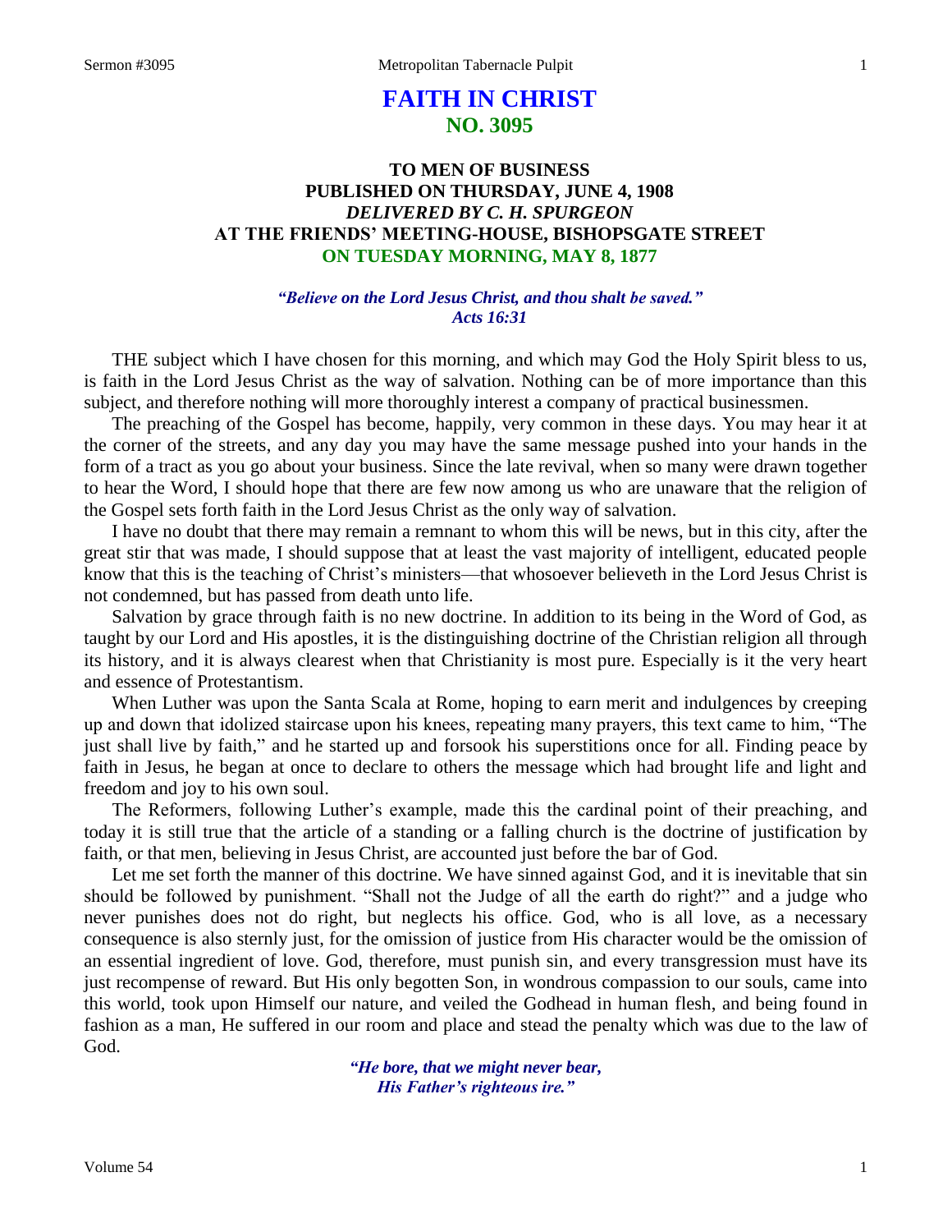# FAITH IN CHRIST
## NO. 3095

### TO MEN OF BUSINESS
### PUBLISHED ON THURSDAY, JUNE 4, 1908
### *DELIVERED BY C. H. SPURGEON*
### AT THE FRIENDS' MEETING-HOUSE, BISHOPSGATE STREET
### ON TUESDAY MORNING, MAY 8, 1877

*"Believe on the Lord Jesus Christ, and thou shalt be saved."*
*Acts 16:31*

THE subject which I have chosen for this morning, and which may God the Holy Spirit bless to us, is faith in the Lord Jesus Christ as the way of salvation. Nothing can be of more importance than this subject, and therefore nothing will more thoroughly interest a company of practical businessmen.

The preaching of the Gospel has become, happily, very common in these days. You may hear it at the corner of the streets, and any day you may have the same message pushed into your hands in the form of a tract as you go about your business. Since the late revival, when so many were drawn together to hear the Word, I should hope that there are few now among us who are unaware that the religion of the Gospel sets forth faith in the Lord Jesus Christ as the only way of salvation.

I have no doubt that there may remain a remnant to whom this will be news, but in this city, after the great stir that was made, I should suppose that at least the vast majority of intelligent, educated people know that this is the teaching of Christ's ministers—that whosoever believeth in the Lord Jesus Christ is not condemned, but has passed from death unto life.

Salvation by grace through faith is no new doctrine. In addition to its being in the Word of God, as taught by our Lord and His apostles, it is the distinguishing doctrine of the Christian religion all through its history, and it is always clearest when that Christianity is most pure. Especially is it the very heart and essence of Protestantism.

When Luther was upon the Santa Scala at Rome, hoping to earn merit and indulgences by creeping up and down that idolized staircase upon his knees, repeating many prayers, this text came to him, "The just shall live by faith," and he started up and forsook his superstitions once for all. Finding peace by faith in Jesus, he began at once to declare to others the message which had brought life and light and freedom and joy to his own soul.

The Reformers, following Luther's example, made this the cardinal point of their preaching, and today it is still true that the article of a standing or a falling church is the doctrine of justification by faith, or that men, believing in Jesus Christ, are accounted just before the bar of God.

Let me set forth the manner of this doctrine. We have sinned against God, and it is inevitable that sin should be followed by punishment. "Shall not the Judge of all the earth do right?" and a judge who never punishes does not do right, but neglects his office. God, who is all love, as a necessary consequence is also sternly just, for the omission of justice from His character would be the omission of an essential ingredient of love. God, therefore, must punish sin, and every transgression must have its just recompense of reward. But His only begotten Son, in wondrous compassion to our souls, came into this world, took upon Himself our nature, and veiled the Godhead in human flesh, and being found in fashion as a man, He suffered in our room and place and stead the penalty which was due to the law of God.

*"He bore, that we might never bear,*
*His Father's righteous ire."*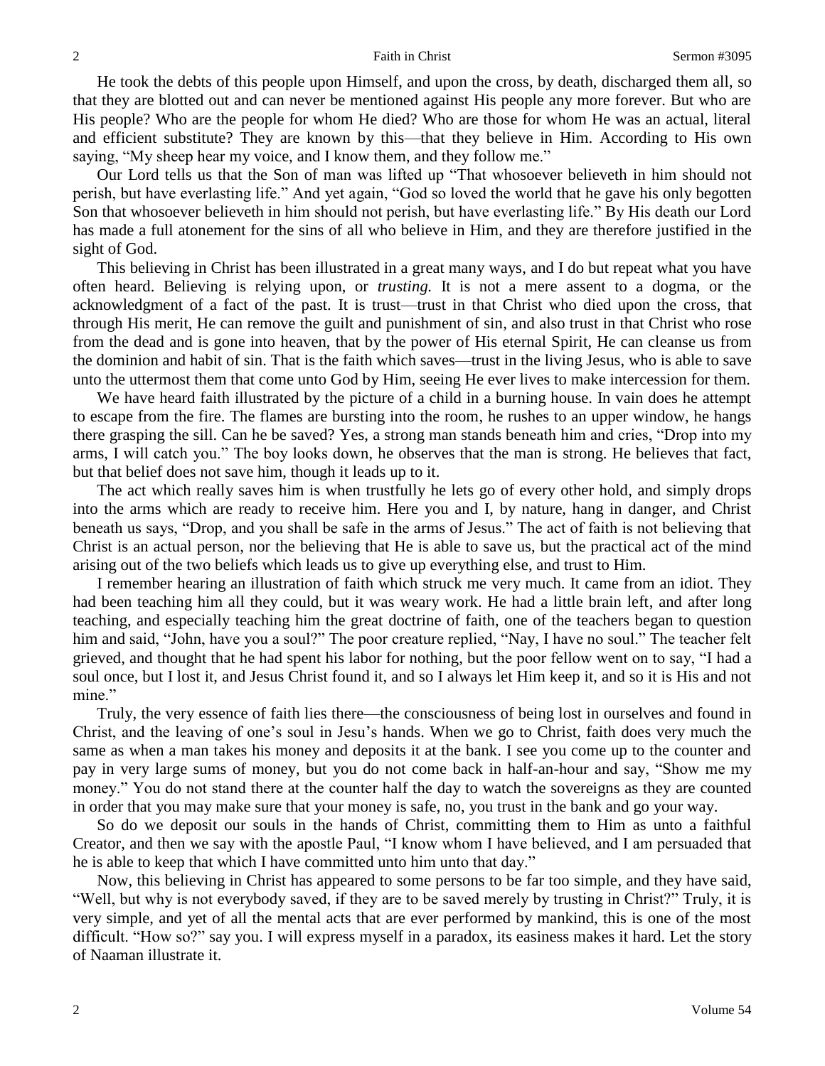He took the debts of this people upon Himself, and upon the cross, by death, discharged them all, so that they are blotted out and can never be mentioned against His people any more forever. But who are His people? Who are the people for whom He died? Who are those for whom He was an actual, literal and efficient substitute? They are known by this—that they believe in Him. According to His own saying, "My sheep hear my voice, and I know them, and they follow me."

Our Lord tells us that the Son of man was lifted up "That whosoever believeth in him should not perish, but have everlasting life." And yet again, "God so loved the world that he gave his only begotten Son that whosoever believeth in him should not perish, but have everlasting life." By His death our Lord has made a full atonement for the sins of all who believe in Him, and they are therefore justified in the sight of God.

This believing in Christ has been illustrated in a great many ways, and I do but repeat what you have often heard. Believing is relying upon, or *trusting.* It is not a mere assent to a dogma, or the acknowledgment of a fact of the past. It is trust—trust in that Christ who died upon the cross, that through His merit, He can remove the guilt and punishment of sin, and also trust in that Christ who rose from the dead and is gone into heaven, that by the power of His eternal Spirit, He can cleanse us from the dominion and habit of sin. That is the faith which saves—trust in the living Jesus, who is able to save unto the uttermost them that come unto God by Him, seeing He ever lives to make intercession for them.

We have heard faith illustrated by the picture of a child in a burning house. In vain does he attempt to escape from the fire. The flames are bursting into the room, he rushes to an upper window, he hangs there grasping the sill. Can he be saved? Yes, a strong man stands beneath him and cries, "Drop into my arms, I will catch you." The boy looks down, he observes that the man is strong. He believes that fact, but that belief does not save him, though it leads up to it.

The act which really saves him is when trustfully he lets go of every other hold, and simply drops into the arms which are ready to receive him. Here you and I, by nature, hang in danger, and Christ beneath us says, "Drop, and you shall be safe in the arms of Jesus." The act of faith is not believing that Christ is an actual person, nor the believing that He is able to save us, but the practical act of the mind arising out of the two beliefs which leads us to give up everything else, and trust to Him.

I remember hearing an illustration of faith which struck me very much. It came from an idiot. They had been teaching him all they could, but it was weary work. He had a little brain left, and after long teaching, and especially teaching him the great doctrine of faith, one of the teachers began to question him and said, "John, have you a soul?" The poor creature replied, "Nay, I have no soul." The teacher felt grieved, and thought that he had spent his labor for nothing, but the poor fellow went on to say, "I had a soul once, but I lost it, and Jesus Christ found it, and so I always let Him keep it, and so it is His and not mine."

Truly, the very essence of faith lies there—the consciousness of being lost in ourselves and found in Christ, and the leaving of one's soul in Jesu's hands. When we go to Christ, faith does very much the same as when a man takes his money and deposits it at the bank. I see you come up to the counter and pay in very large sums of money, but you do not come back in half-an-hour and say, "Show me my money." You do not stand there at the counter half the day to watch the sovereigns as they are counted in order that you may make sure that your money is safe, no, you trust in the bank and go your way.

So do we deposit our souls in the hands of Christ, committing them to Him as unto a faithful Creator, and then we say with the apostle Paul, "I know whom I have believed, and I am persuaded that he is able to keep that which I have committed unto him unto that day."

Now, this believing in Christ has appeared to some persons to be far too simple, and they have said, "Well, but why is not everybody saved, if they are to be saved merely by trusting in Christ?" Truly, it is very simple, and yet of all the mental acts that are ever performed by mankind, this is one of the most difficult. "How so?" say you. I will express myself in a paradox, its easiness makes it hard. Let the story of Naaman illustrate it.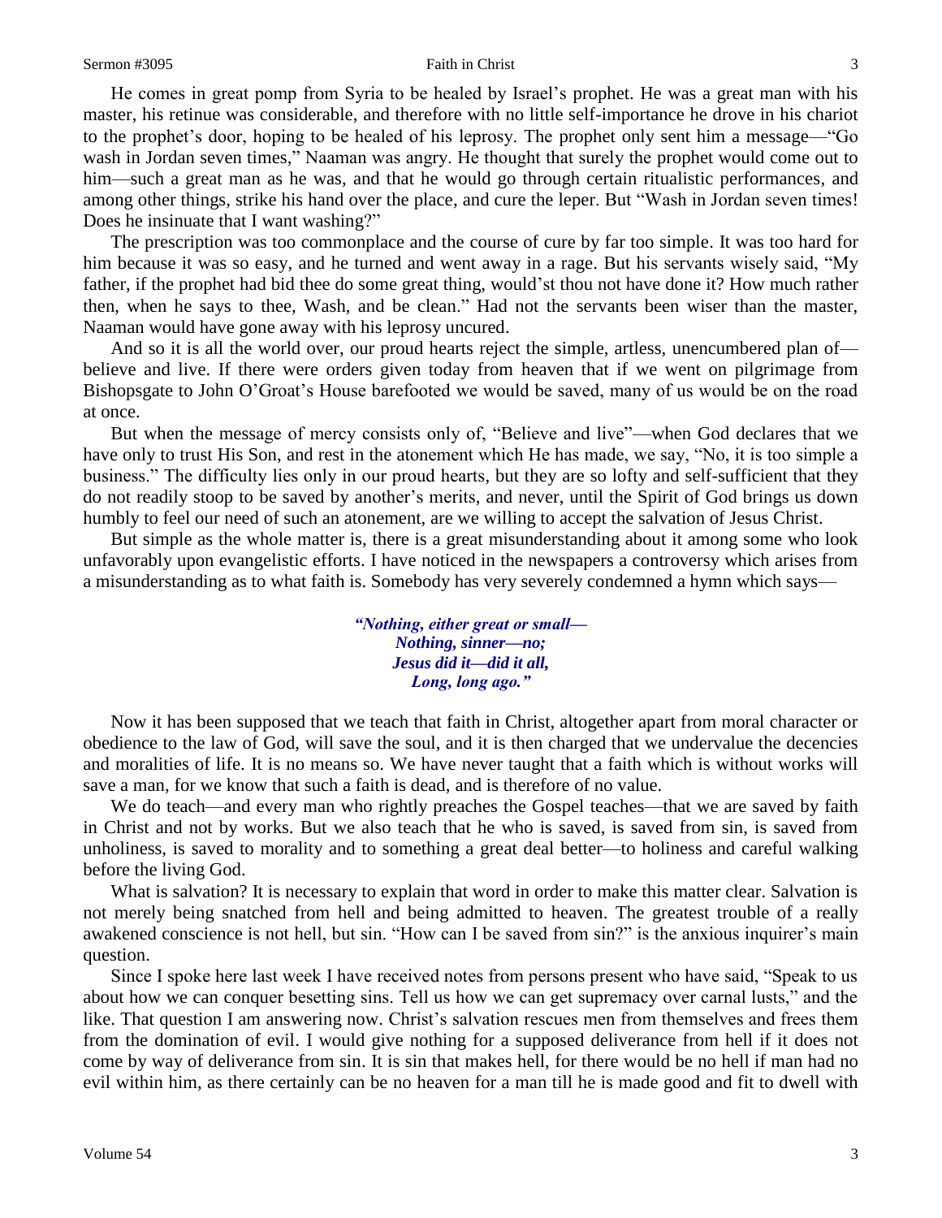He comes in great pomp from Syria to be healed by Israel's prophet. He was a great man with his master, his retinue was considerable, and therefore with no little self-importance he drove in his chariot to the prophet's door, hoping to be healed of his leprosy. The prophet only sent him a message—"Go wash in Jordan seven times," Naaman was angry. He thought that surely the prophet would come out to him—such a great man as he was, and that he would go through certain ritualistic performances, and among other things, strike his hand over the place, and cure the leper. But "Wash in Jordan seven times! Does he insinuate that I want washing?"

The prescription was too commonplace and the course of cure by far too simple. It was too hard for him because it was so easy, and he turned and went away in a rage. But his servants wisely said, "My father, if the prophet had bid thee do some great thing, would'st thou not have done it? How much rather then, when he says to thee, Wash, and be clean." Had not the servants been wiser than the master, Naaman would have gone away with his leprosy uncured.

And so it is all the world over, our proud hearts reject the simple, artless, unencumbered plan of—believe and live. If there were orders given today from heaven that if we went on pilgrimage from Bishopsgate to John O'Groat's House barefooted we would be saved, many of us would be on the road at once.

But when the message of mercy consists only of, "Believe and live"—when God declares that we have only to trust His Son, and rest in the atonement which He has made, we say, "No, it is too simple a business." The difficulty lies only in our proud hearts, but they are so lofty and self-sufficient that they do not readily stoop to be saved by another's merits, and never, until the Spirit of God brings us down humbly to feel our need of such an atonement, are we willing to accept the salvation of Jesus Christ.

But simple as the whole matter is, there is a great misunderstanding about it among some who look unfavorably upon evangelistic efforts. I have noticed in the newspapers a controversy which arises from a misunderstanding as to what faith is. Somebody has very severely condemned a hymn which says—

> ***"Nothing, either great or small—***
> ***Nothing, sinner—no;***
> ***Jesus did it—did it all,***
> ***Long, long ago."***

Now it has been supposed that we teach that faith in Christ, altogether apart from moral character or obedience to the law of God, will save the soul, and it is then charged that we undervalue the decencies and moralities of life. It is no means so. We have never taught that a faith which is without works will save a man, for we know that such a faith is dead, and is therefore of no value.

We do teach—and every man who rightly preaches the Gospel teaches—that we are saved by faith in Christ and not by works. But we also teach that he who is saved, is saved from sin, is saved from unholiness, is saved to morality and to something a great deal better—to holiness and careful walking before the living God.

What is salvation? It is necessary to explain that word in order to make this matter clear. Salvation is not merely being snatched from hell and being admitted to heaven. The greatest trouble of a really awakened conscience is not hell, but sin. "How can I be saved from sin?" is the anxious inquirer's main question.

Since I spoke here last week I have received notes from persons present who have said, "Speak to us about how we can conquer besetting sins. Tell us how we can get supremacy over carnal lusts," and the like. That question I am answering now. Christ's salvation rescues men from themselves and frees them from the domination of evil. I would give nothing for a supposed deliverance from hell if it does not come by way of deliverance from sin. It is sin that makes hell, for there would be no hell if man had no evil within him, as there certainly can be no heaven for a man till he is made good and fit to dwell with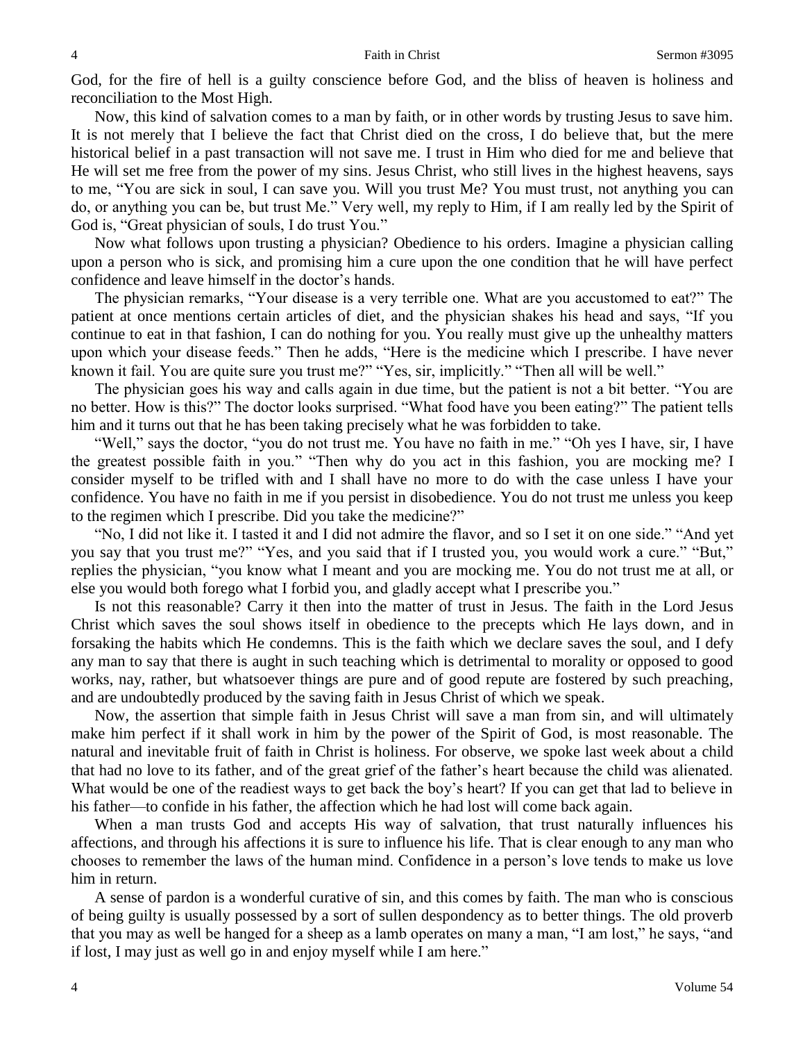God, for the fire of hell is a guilty conscience before God, and the bliss of heaven is holiness and reconciliation to the Most High.

Now, this kind of salvation comes to a man by faith, or in other words by trusting Jesus to save him. It is not merely that I believe the fact that Christ died on the cross, I do believe that, but the mere historical belief in a past transaction will not save me. I trust in Him who died for me and believe that He will set me free from the power of my sins. Jesus Christ, who still lives in the highest heavens, says to me, "You are sick in soul, I can save you. Will you trust Me? You must trust, not anything you can do, or anything you can be, but trust Me." Very well, my reply to Him, if I am really led by the Spirit of God is, "Great physician of souls, I do trust You."

Now what follows upon trusting a physician? Obedience to his orders. Imagine a physician calling upon a person who is sick, and promising him a cure upon the one condition that he will have perfect confidence and leave himself in the doctor's hands.

The physician remarks, "Your disease is a very terrible one. What are you accustomed to eat?" The patient at once mentions certain articles of diet, and the physician shakes his head and says, "If you continue to eat in that fashion, I can do nothing for you. You really must give up the unhealthy matters upon which your disease feeds." Then he adds, "Here is the medicine which I prescribe. I have never known it fail. You are quite sure you trust me?" "Yes, sir, implicitly." "Then all will be well."

The physician goes his way and calls again in due time, but the patient is not a bit better. "You are no better. How is this?" The doctor looks surprised. "What food have you been eating?" The patient tells him and it turns out that he has been taking precisely what he was forbidden to take.

"Well," says the doctor, "you do not trust me. You have no faith in me." "Oh yes I have, sir, I have the greatest possible faith in you." "Then why do you act in this fashion, you are mocking me? I consider myself to be trifled with and I shall have no more to do with the case unless I have your confidence. You have no faith in me if you persist in disobedience. You do not trust me unless you keep to the regimen which I prescribe. Did you take the medicine?"

"No, I did not like it. I tasted it and I did not admire the flavor, and so I set it on one side." "And yet you say that you trust me?" "Yes, and you said that if I trusted you, you would work a cure." "But," replies the physician, "you know what I meant and you are mocking me. You do not trust me at all, or else you would both forego what I forbid you, and gladly accept what I prescribe you."

Is not this reasonable? Carry it then into the matter of trust in Jesus. The faith in the Lord Jesus Christ which saves the soul shows itself in obedience to the precepts which He lays down, and in forsaking the habits which He condemns. This is the faith which we declare saves the soul, and I defy any man to say that there is aught in such teaching which is detrimental to morality or opposed to good works, nay, rather, but whatsoever things are pure and of good repute are fostered by such preaching, and are undoubtedly produced by the saving faith in Jesus Christ of which we speak.

Now, the assertion that simple faith in Jesus Christ will save a man from sin, and will ultimately make him perfect if it shall work in him by the power of the Spirit of God, is most reasonable. The natural and inevitable fruit of faith in Christ is holiness. For observe, we spoke last week about a child that had no love to its father, and of the great grief of the father's heart because the child was alienated. What would be one of the readiest ways to get back the boy's heart? If you can get that lad to believe in his father—to confide in his father, the affection which he had lost will come back again.

When a man trusts God and accepts His way of salvation, that trust naturally influences his affections, and through his affections it is sure to influence his life. That is clear enough to any man who chooses to remember the laws of the human mind. Confidence in a person's love tends to make us love him in return.

A sense of pardon is a wonderful curative of sin, and this comes by faith. The man who is conscious of being guilty is usually possessed by a sort of sullen despondency as to better things. The old proverb that you may as well be hanged for a sheep as a lamb operates on many a man, "I am lost," he says, "and if lost, I may just as well go in and enjoy myself while I am here."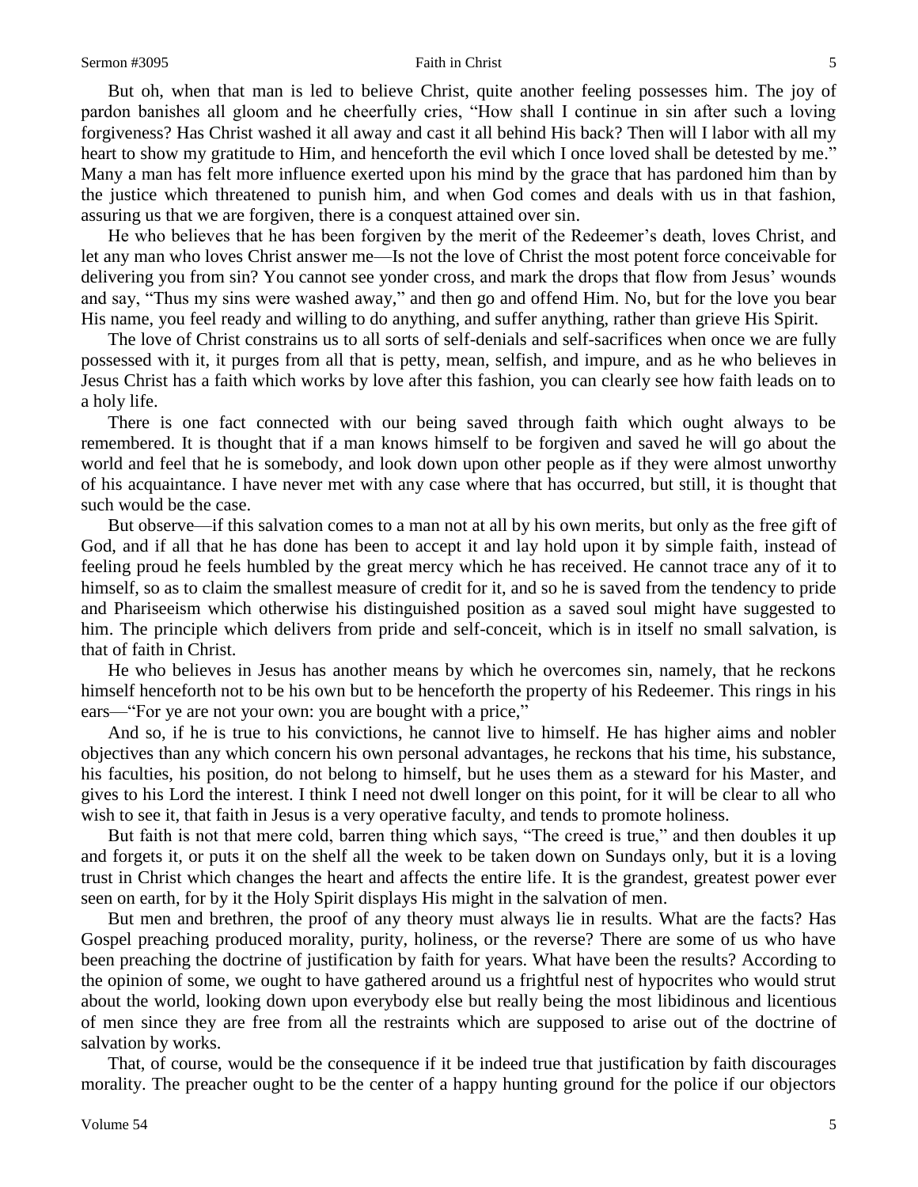But oh, when that man is led to believe Christ, quite another feeling possesses him. The joy of pardon banishes all gloom and he cheerfully cries, "How shall I continue in sin after such a loving forgiveness? Has Christ washed it all away and cast it all behind His back? Then will I labor with all my heart to show my gratitude to Him, and henceforth the evil which I once loved shall be detested by me." Many a man has felt more influence exerted upon his mind by the grace that has pardoned him than by the justice which threatened to punish him, and when God comes and deals with us in that fashion, assuring us that we are forgiven, there is a conquest attained over sin.

He who believes that he has been forgiven by the merit of the Redeemer's death, loves Christ, and let any man who loves Christ answer me—Is not the love of Christ the most potent force conceivable for delivering you from sin? You cannot see yonder cross, and mark the drops that flow from Jesus' wounds and say, "Thus my sins were washed away," and then go and offend Him. No, but for the love you bear His name, you feel ready and willing to do anything, and suffer anything, rather than grieve His Spirit.

The love of Christ constrains us to all sorts of self-denials and self-sacrifices when once we are fully possessed with it, it purges from all that is petty, mean, selfish, and impure, and as he who believes in Jesus Christ has a faith which works by love after this fashion, you can clearly see how faith leads on to a holy life.

There is one fact connected with our being saved through faith which ought always to be remembered. It is thought that if a man knows himself to be forgiven and saved he will go about the world and feel that he is somebody, and look down upon other people as if they were almost unworthy of his acquaintance. I have never met with any case where that has occurred, but still, it is thought that such would be the case.

But observe—if this salvation comes to a man not at all by his own merits, but only as the free gift of God, and if all that he has done has been to accept it and lay hold upon it by simple faith, instead of feeling proud he feels humbled by the great mercy which he has received. He cannot trace any of it to himself, so as to claim the smallest measure of credit for it, and so he is saved from the tendency to pride and Phariseeism which otherwise his distinguished position as a saved soul might have suggested to him. The principle which delivers from pride and self-conceit, which is in itself no small salvation, is that of faith in Christ.

He who believes in Jesus has another means by which he overcomes sin, namely, that he reckons himself henceforth not to be his own but to be henceforth the property of his Redeemer. This rings in his ears—"For ye are not your own: you are bought with a price,"

And so, if he is true to his convictions, he cannot live to himself. He has higher aims and nobler objectives than any which concern his own personal advantages, he reckons that his time, his substance, his faculties, his position, do not belong to himself, but he uses them as a steward for his Master, and gives to his Lord the interest. I think I need not dwell longer on this point, for it will be clear to all who wish to see it, that faith in Jesus is a very operative faculty, and tends to promote holiness.

But faith is not that mere cold, barren thing which says, "The creed is true," and then doubles it up and forgets it, or puts it on the shelf all the week to be taken down on Sundays only, but it is a loving trust in Christ which changes the heart and affects the entire life. It is the grandest, greatest power ever seen on earth, for by it the Holy Spirit displays His might in the salvation of men.

But men and brethren, the proof of any theory must always lie in results. What are the facts? Has Gospel preaching produced morality, purity, holiness, or the reverse? There are some of us who have been preaching the doctrine of justification by faith for years. What have been the results? According to the opinion of some, we ought to have gathered around us a frightful nest of hypocrites who would strut about the world, looking down upon everybody else but really being the most libidinous and licentious of men since they are free from all the restraints which are supposed to arise out of the doctrine of salvation by works.

That, of course, would be the consequence if it be indeed true that justification by faith discourages morality. The preacher ought to be the center of a happy hunting ground for the police if our objectors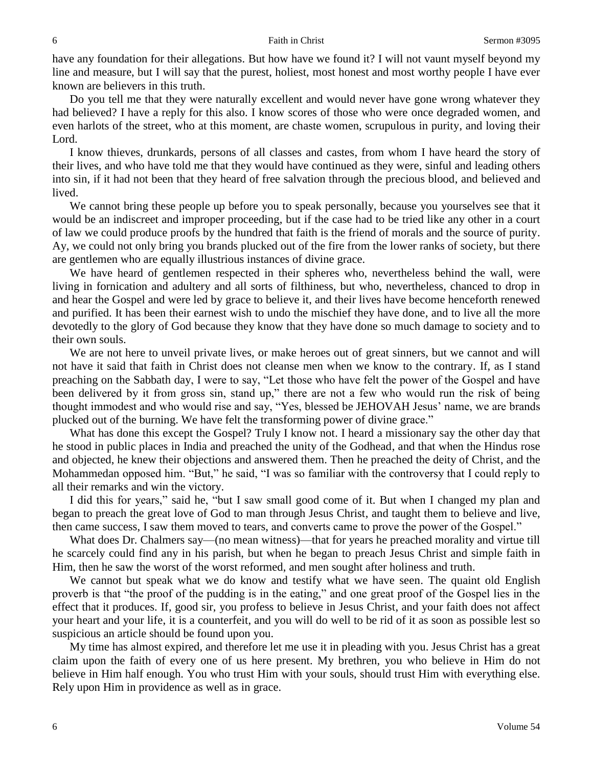have any foundation for their allegations. But how have we found it? I will not vaunt myself beyond my line and measure, but I will say that the purest, holiest, most honest and most worthy people I have ever known are believers in this truth.

Do you tell me that they were naturally excellent and would never have gone wrong whatever they had believed? I have a reply for this also. I know scores of those who were once degraded women, and even harlots of the street, who at this moment, are chaste women, scrupulous in purity, and loving their Lord.

I know thieves, drunkards, persons of all classes and castes, from whom I have heard the story of their lives, and who have told me that they would have continued as they were, sinful and leading others into sin, if it had not been that they heard of free salvation through the precious blood, and believed and lived.

We cannot bring these people up before you to speak personally, because you yourselves see that it would be an indiscreet and improper proceeding, but if the case had to be tried like any other in a court of law we could produce proofs by the hundred that faith is the friend of morals and the source of purity. Ay, we could not only bring you brands plucked out of the fire from the lower ranks of society, but there are gentlemen who are equally illustrious instances of divine grace.

We have heard of gentlemen respected in their spheres who, nevertheless behind the wall, were living in fornication and adultery and all sorts of filthiness, but who, nevertheless, chanced to drop in and hear the Gospel and were led by grace to believe it, and their lives have become henceforth renewed and purified. It has been their earnest wish to undo the mischief they have done, and to live all the more devotedly to the glory of God because they know that they have done so much damage to society and to their own souls.

We are not here to unveil private lives, or make heroes out of great sinners, but we cannot and will not have it said that faith in Christ does not cleanse men when we know to the contrary. If, as I stand preaching on the Sabbath day, I were to say, "Let those who have felt the power of the Gospel and have been delivered by it from gross sin, stand up," there are not a few who would run the risk of being thought immodest and who would rise and say, "Yes, blessed be JEHOVAH Jesus' name, we are brands plucked out of the burning. We have felt the transforming power of divine grace."

What has done this except the Gospel? Truly I know not. I heard a missionary say the other day that he stood in public places in India and preached the unity of the Godhead, and that when the Hindus rose and objected, he knew their objections and answered them. Then he preached the deity of Christ, and the Mohammedan opposed him. "But," he said, "I was so familiar with the controversy that I could reply to all their remarks and win the victory.

I did this for years," said he, "but I saw small good come of it. But when I changed my plan and began to preach the great love of God to man through Jesus Christ, and taught them to believe and live, then came success, I saw them moved to tears, and converts came to prove the power of the Gospel."

What does Dr. Chalmers say—(no mean witness)—that for years he preached morality and virtue till he scarcely could find any in his parish, but when he began to preach Jesus Christ and simple faith in Him, then he saw the worst of the worst reformed, and men sought after holiness and truth.

We cannot but speak what we do know and testify what we have seen. The quaint old English proverb is that "the proof of the pudding is in the eating," and one great proof of the Gospel lies in the effect that it produces. If, good sir, you profess to believe in Jesus Christ, and your faith does not affect your heart and your life, it is a counterfeit, and you will do well to be rid of it as soon as possible lest so suspicious an article should be found upon you.

My time has almost expired, and therefore let me use it in pleading with you. Jesus Christ has a great claim upon the faith of every one of us here present. My brethren, you who believe in Him do not believe in Him half enough. You who trust Him with your souls, should trust Him with everything else. Rely upon Him in providence as well as in grace.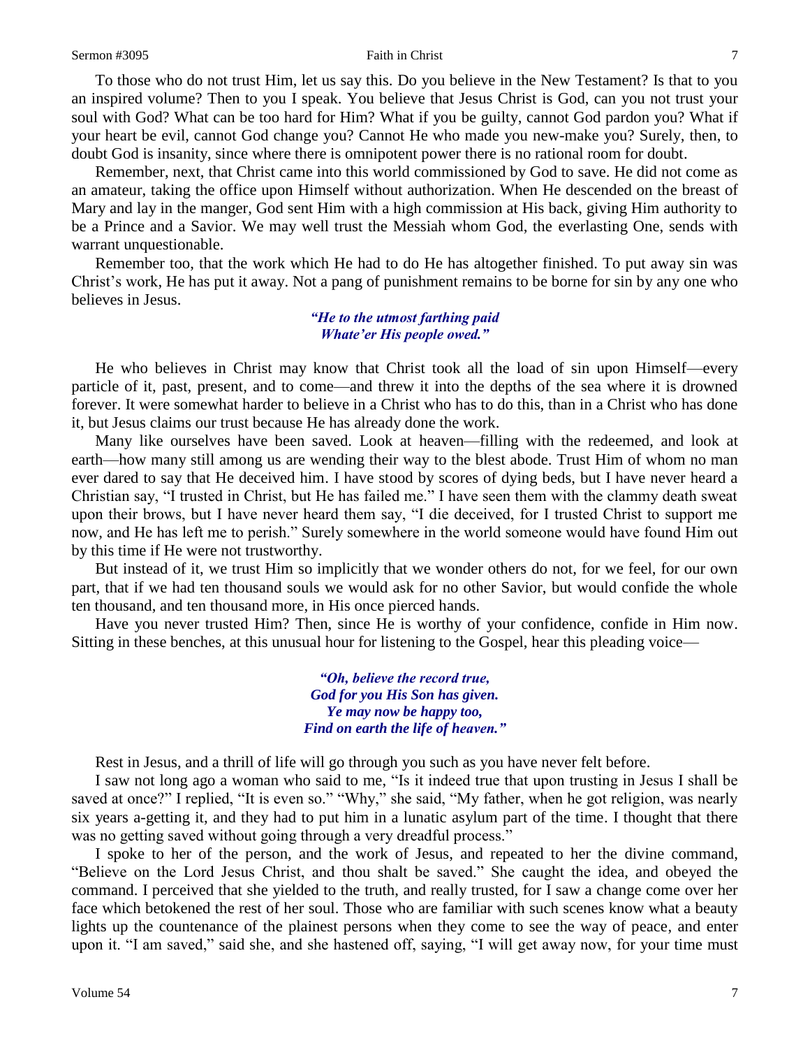To those who do not trust Him, let us say this. Do you believe in the New Testament? Is that to you an inspired volume? Then to you I speak. You believe that Jesus Christ is God, can you not trust your soul with God? What can be too hard for Him? What if you be guilty, cannot God pardon you? What if your heart be evil, cannot God change you? Cannot He who made you new-make you? Surely, then, to doubt God is insanity, since where there is omnipotent power there is no rational room for doubt.

Remember, next, that Christ came into this world commissioned by God to save. He did not come as an amateur, taking the office upon Himself without authorization. When He descended on the breast of Mary and lay in the manger, God sent Him with a high commission at His back, giving Him authority to be a Prince and a Savior. We may well trust the Messiah whom God, the everlasting One, sends with warrant unquestionable.

Remember too, that the work which He had to do He has altogether finished. To put away sin was Christ's work, He has put it away. Not a pang of punishment remains to be borne for sin by any one who believes in Jesus.

> ***"He to the utmost farthing paid***
> ***Whate'er His people owed."***

He who believes in Christ may know that Christ took all the load of sin upon Himself—every particle of it, past, present, and to come—and threw it into the depths of the sea where it is drowned forever. It were somewhat harder to believe in a Christ who has to do this, than in a Christ who has done it, but Jesus claims our trust because He has already done the work.

Many like ourselves have been saved. Look at heaven—filling with the redeemed, and look at earth—how many still among us are wending their way to the blest abode. Trust Him of whom no man ever dared to say that He deceived him. I have stood by scores of dying beds, but I have never heard a Christian say, "I trusted in Christ, but He has failed me." I have seen them with the clammy death sweat upon their brows, but I have never heard them say, "I die deceived, for I trusted Christ to support me now, and He has left me to perish." Surely somewhere in the world someone would have found Him out by this time if He were not trustworthy.

But instead of it, we trust Him so implicitly that we wonder others do not, for we feel, for our own part, that if we had ten thousand souls we would ask for no other Savior, but would confide the whole ten thousand, and ten thousand more, in His once pierced hands.

Have you never trusted Him? Then, since He is worthy of your confidence, confide in Him now. Sitting in these benches, at this unusual hour for listening to the Gospel, hear this pleading voice—

> ***"Oh, believe the record true,***
> ***God for you His Son has given.***
> ***Ye may now be happy too,***
> ***Find on earth the life of heaven."***

Rest in Jesus, and a thrill of life will go through you such as you have never felt before.

I saw not long ago a woman who said to me, "Is it indeed true that upon trusting in Jesus I shall be saved at once?" I replied, "It is even so." "Why," she said, "My father, when he got religion, was nearly six years a-getting it, and they had to put him in a lunatic asylum part of the time. I thought that there was no getting saved without going through a very dreadful process."

I spoke to her of the person, and the work of Jesus, and repeated to her the divine command, "Believe on the Lord Jesus Christ, and thou shalt be saved." She caught the idea, and obeyed the command. I perceived that she yielded to the truth, and really trusted, for I saw a change come over her face which betokened the rest of her soul. Those who are familiar with such scenes know what a beauty lights up the countenance of the plainest persons when they come to see the way of peace, and enter upon it. "I am saved," said she, and she hastened off, saying, "I will get away now, for your time must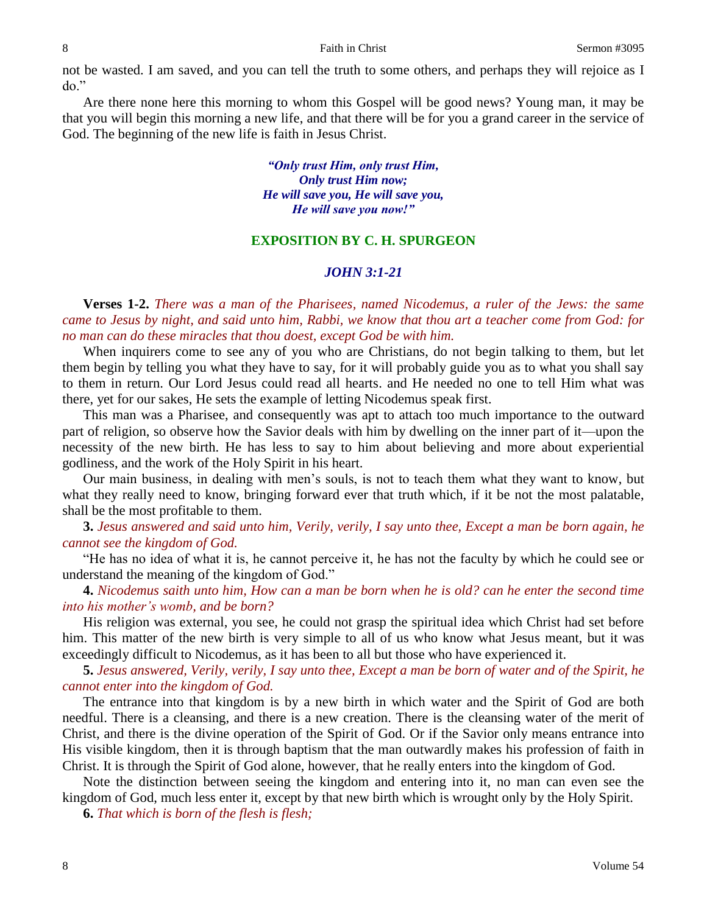not be wasted. I am saved, and you can tell the truth to some others, and perhaps they will rejoice as I do."

Are there none here this morning to whom this Gospel will be good news? Young man, it may be that you will begin this morning a new life, and that there will be for you a grand career in the service of God. The beginning of the new life is faith in Jesus Christ.

> ***"Only trust Him, only trust Him,***
> ***Only trust Him now;***
> ***He will save you, He will save you,***
> ***He will save you now!"***

## EXPOSITION BY C. H. SPURGEON

### *JOHN 3:1-21*

**Verses 1-2.** *There was a man of the Pharisees, named Nicodemus, a ruler of the Jews: the same came to Jesus by night, and said unto him, Rabbi, we know that thou art a teacher come from God: for no man can do these miracles that thou doest, except God be with him.*

When inquirers come to see any of you who are Christians, do not begin talking to them, but let them begin by telling you what they have to say, for it will probably guide you as to what you shall say to them in return. Our Lord Jesus could read all hearts. and He needed no one to tell Him what was there, yet for our sakes, He sets the example of letting Nicodemus speak first.

This man was a Pharisee, and consequently was apt to attach too much importance to the outward part of religion, so observe how the Savior deals with him by dwelling on the inner part of it—upon the necessity of the new birth. He has less to say to him about believing and more about experiential godliness, and the work of the Holy Spirit in his heart.

Our main business, in dealing with men's souls, is not to teach them what they want to know, but what they really need to know, bringing forward ever that truth which, if it be not the most palatable, shall be the most profitable to them.

**3.** *Jesus answered and said unto him, Verily, verily, I say unto thee, Except a man be born again, he cannot see the kingdom of God.*

"He has no idea of what it is, he cannot perceive it, he has not the faculty by which he could see or understand the meaning of the kingdom of God."

**4.** *Nicodemus saith unto him, How can a man be born when he is old? can he enter the second time into his mother's womb, and be born?*

His religion was external, you see, he could not grasp the spiritual idea which Christ had set before him. This matter of the new birth is very simple to all of us who know what Jesus meant, but it was exceedingly difficult to Nicodemus, as it has been to all but those who have experienced it.

**5.** *Jesus answered, Verily, verily, I say unto thee, Except a man be born of water and of the Spirit, he cannot enter into the kingdom of God.*

The entrance into that kingdom is by a new birth in which water and the Spirit of God are both needful. There is a cleansing, and there is a new creation. There is the cleansing water of the merit of Christ, and there is the divine operation of the Spirit of God. Or if the Savior only means entrance into His visible kingdom, then it is through baptism that the man outwardly makes his profession of faith in Christ. It is through the Spirit of God alone, however, that he really enters into the kingdom of God.

Note the distinction between seeing the kingdom and entering into it, no man can even see the kingdom of God, much less enter it, except by that new birth which is wrought only by the Holy Spirit.

**6.** *That which is born of the flesh is flesh;*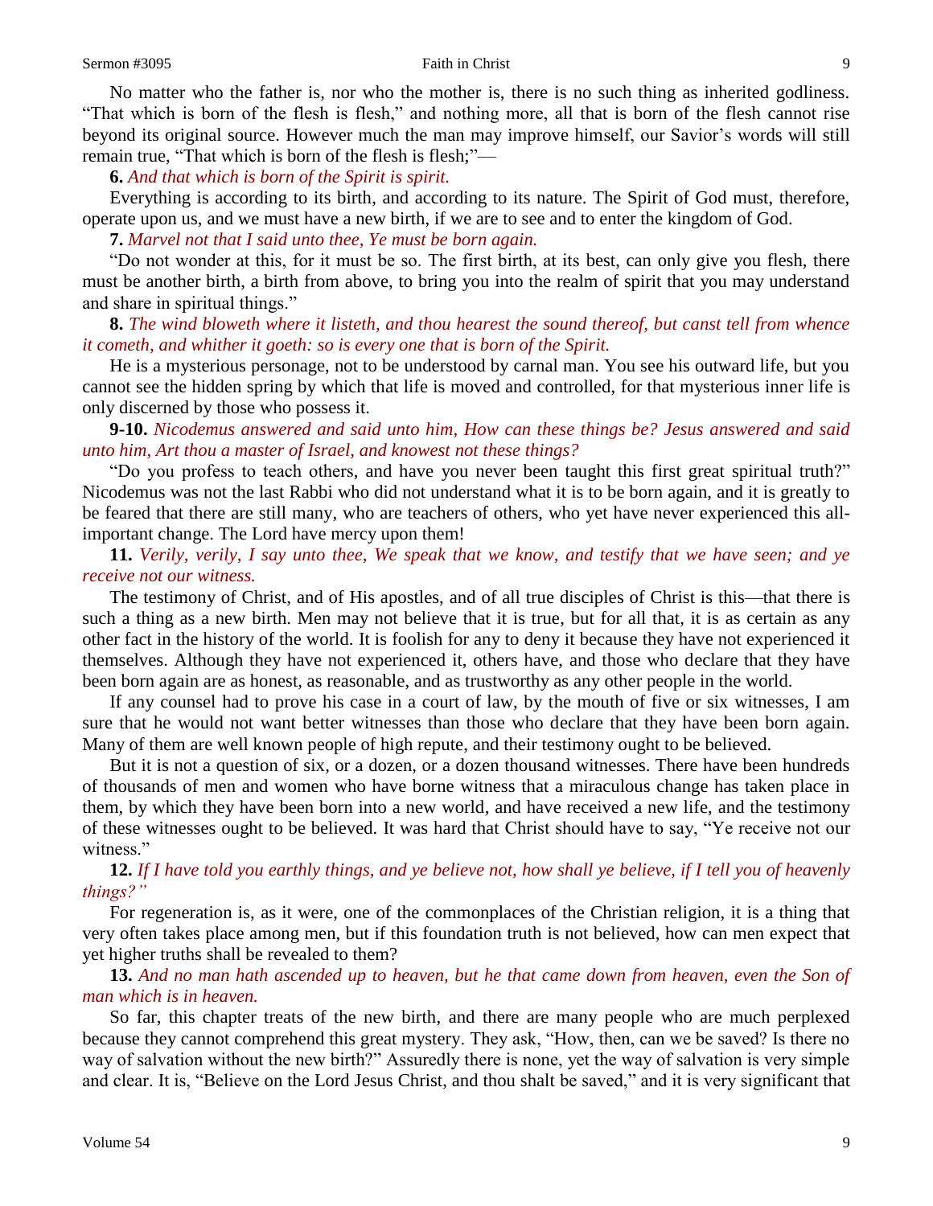No matter who the father is, nor who the mother is, there is no such thing as inherited godliness. "That which is born of the flesh is flesh," and nothing more, all that is born of the flesh cannot rise beyond its original source. However much the man may improve himself, our Savior's words will still remain true, "That which is born of the flesh is flesh;"—

**6.** *And that which is born of the Spirit is spirit.*

Everything is according to its birth, and according to its nature. The Spirit of God must, therefore, operate upon us, and we must have a new birth, if we are to see and to enter the kingdom of God.

**7.** *Marvel not that I said unto thee, Ye must be born again.*

"Do not wonder at this, for it must be so. The first birth, at its best, can only give you flesh, there must be another birth, a birth from above, to bring you into the realm of spirit that you may understand and share in spiritual things."

**8.** *The wind bloweth where it listeth, and thou hearest the sound thereof, but canst tell from whence it cometh, and whither it goeth: so is every one that is born of the Spirit.*

He is a mysterious personage, not to be understood by carnal man. You see his outward life, but you cannot see the hidden spring by which that life is moved and controlled, for that mysterious inner life is only discerned by those who possess it.

**9-10.** *Nicodemus answered and said unto him, How can these things be? Jesus answered and said unto him, Art thou a master of Israel, and knowest not these things?*

"Do you profess to teach others, and have you never been taught this first great spiritual truth?" Nicodemus was not the last Rabbi who did not understand what it is to be born again, and it is greatly to be feared that there are still many, who are teachers of others, who yet have never experienced this all-important change. The Lord have mercy upon them!

**11.** *Verily, verily, I say unto thee, We speak that we know, and testify that we have seen; and ye receive not our witness.*

The testimony of Christ, and of His apostles, and of all true disciples of Christ is this—that there is such a thing as a new birth. Men may not believe that it is true, but for all that, it is as certain as any other fact in the history of the world. It is foolish for any to deny it because they have not experienced it themselves. Although they have not experienced it, others have, and those who declare that they have been born again are as honest, as reasonable, and as trustworthy as any other people in the world.

If any counsel had to prove his case in a court of law, by the mouth of five or six witnesses, I am sure that he would not want better witnesses than those who declare that they have been born again. Many of them are well known people of high repute, and their testimony ought to be believed.

But it is not a question of six, or a dozen, or a dozen thousand witnesses. There have been hundreds of thousands of men and women who have borne witness that a miraculous change has taken place in them, by which they have been born into a new world, and have received a new life, and the testimony of these witnesses ought to be believed. It was hard that Christ should have to say, "Ye receive not our witness."

**12.** *If I have told you earthly things, and ye believe not, how shall ye believe, if I tell you of heavenly things?"*

For regeneration is, as it were, one of the commonplaces of the Christian religion, it is a thing that very often takes place among men, but if this foundation truth is not believed, how can men expect that yet higher truths shall be revealed to them?

**13.** *And no man hath ascended up to heaven, but he that came down from heaven, even the Son of man which is in heaven.*

So far, this chapter treats of the new birth, and there are many people who are much perplexed because they cannot comprehend this great mystery. They ask, "How, then, can we be saved? Is there no way of salvation without the new birth?" Assuredly there is none, yet the way of salvation is very simple and clear. It is, "Believe on the Lord Jesus Christ, and thou shalt be saved," and it is very significant that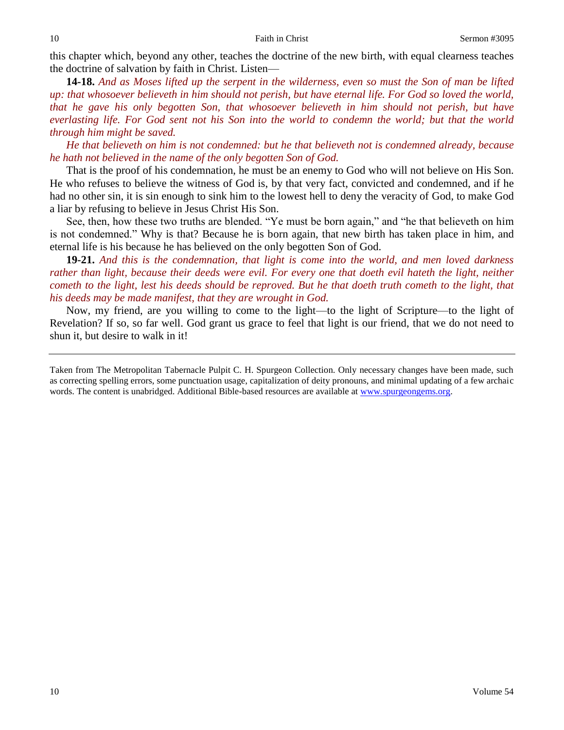this chapter which, beyond any other, teaches the doctrine of the new birth, with equal clearness teaches the doctrine of salvation by faith in Christ. Listen—

**14-18.** *And as Moses lifted up the serpent in the wilderness, even so must the Son of man be lifted up: that whosoever believeth in him should not perish, but have eternal life. For God so loved the world, that he gave his only begotten Son, that whosoever believeth in him should not perish, but have everlasting life. For God sent not his Son into the world to condemn the world; but that the world through him might be saved.*

*He that believeth on him is not condemned: but he that believeth not is condemned already, because he hath not believed in the name of the only begotten Son of God.*

That is the proof of his condemnation, he must be an enemy to God who will not believe on His Son. He who refuses to believe the witness of God is, by that very fact, convicted and condemned, and if he had no other sin, it is sin enough to sink him to the lowest hell to deny the veracity of God, to make God a liar by refusing to believe in Jesus Christ His Son.

See, then, how these two truths are blended. "Ye must be born again," and "he that believeth on him is not condemned." Why is that? Because he is born again, that new birth has taken place in him, and eternal life is his because he has believed on the only begotten Son of God.

**19-21.** *And this is the condemnation, that light is come into the world, and men loved darkness rather than light, because their deeds were evil. For every one that doeth evil hateth the light, neither cometh to the light, lest his deeds should be reproved. But he that doeth truth cometh to the light, that his deeds may be made manifest, that they are wrought in God.*

Now, my friend, are you willing to come to the light—to the light of Scripture—to the light of Revelation? If so, so far well. God grant us grace to feel that light is our friend, that we do not need to shun it, but desire to walk in it!

---

Taken from The Metropolitan Tabernacle Pulpit C. H. Spurgeon Collection. Only necessary changes have been made, such as correcting spelling errors, some punctuation usage, capitalization of deity pronouns, and minimal updating of a few archaic words. The content is unabridged. Additional Bible-based resources are available at www.spurgeongems.org.